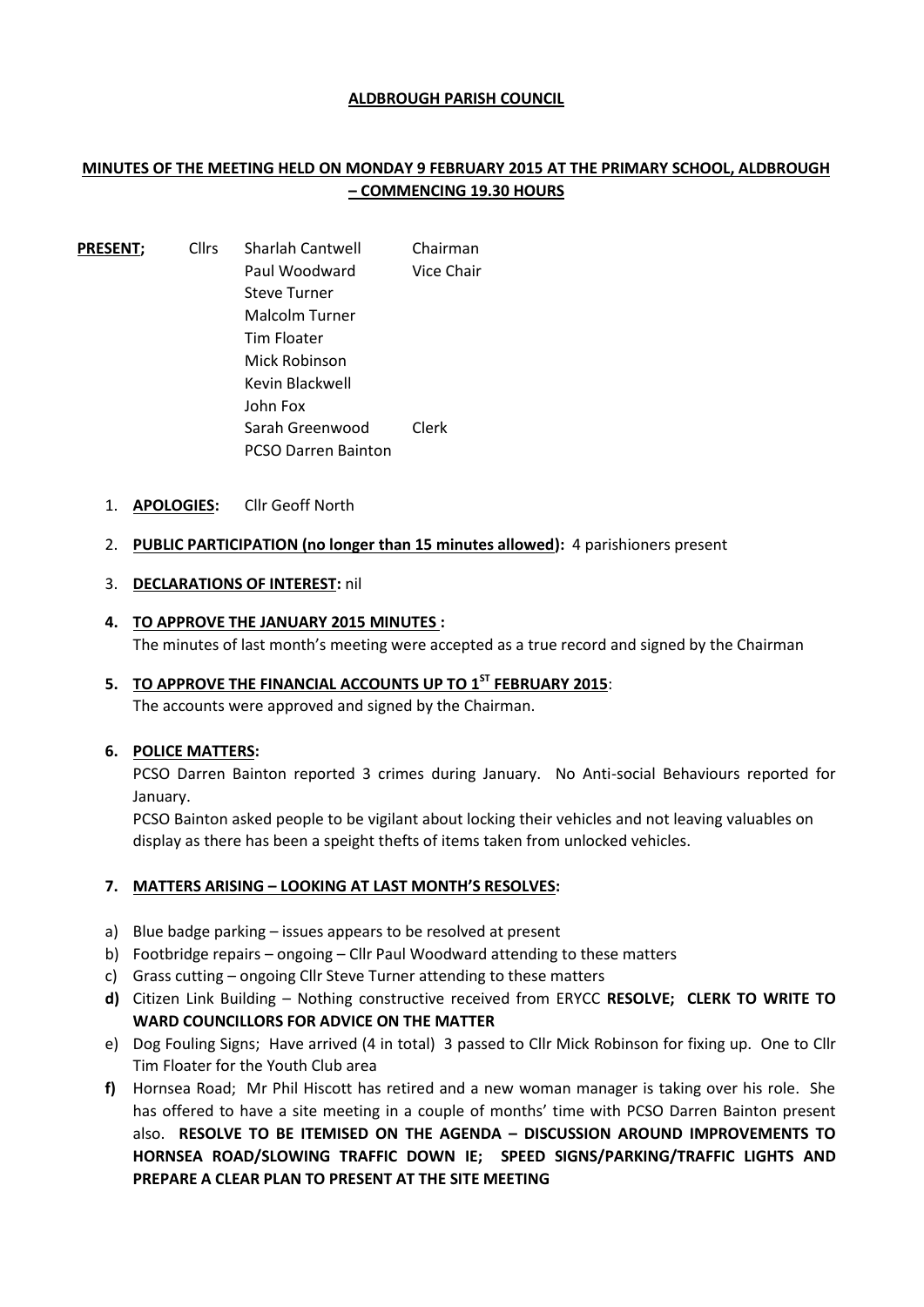**ALDBROUGH PARISH COUNCIL**

**MINUTES OF THE MEETING HELD ON MONDAY 9 FEBRUARY 2015 AT THE PRIMARY SCHOOL, ALDBROUGH – COMMENCING 19.30 HOURS**

| **PRESENT;** | Cllrs | Sharlah Cantwell | Chairman |
|---|---|---|---|
| | | Paul Woodward | Vice Chair |
| | | Steve Turner | |
| | | Malcolm Turner | |
| | | Tim Floater | |
| | | Mick Robinson | |
| | | Kevin Blackwell | |
| | | John Fox | |
| | | Sarah Greenwood | Clerk |
| | | PCSO Darren Bainton | |

1. **APOLOGIES:** Cllr Geoff North

2. **PUBLIC PARTICIPATION (no longer than 15 minutes allowed):** 4 parishioners present

3. **DECLARATIONS OF INTEREST:** nil

4. **TO APPROVE THE JANUARY 2015 MINUTES :**
   The minutes of last month's meeting were accepted as a true record and signed by the Chairman

5. **TO APPROVE THE FINANCIAL ACCOUNTS UP TO 1ST FEBRUARY 2015**:
   The accounts were approved and signed by the Chairman.

6. **POLICE MATTERS:**
   PCSO Darren Bainton reported 3 crimes during January. No Anti-social Behaviours reported for January.
   PCSO Bainton asked people to be vigilant about locking their vehicles and not leaving valuables on display as there has been a speight thefts of items taken from unlocked vehicles.

7. **MATTERS ARISING – LOOKING AT LAST MONTH'S RESOLVES:**

a) Blue badge parking – issues appears to be resolved at present
b) Footbridge repairs – ongoing – Cllr Paul Woodward attending to these matters
c) Grass cutting – ongoing Cllr Steve Turner attending to these matters
**d)** Citizen Link Building – Nothing constructive received from ERYCC **RESOLVE; CLERK TO WRITE TO WARD COUNCILLORS FOR ADVICE ON THE MATTER**
e) Dog Fouling Signs; Have arrived (4 in total) 3 passed to Cllr Mick Robinson for fixing up. One to Cllr Tim Floater for the Youth Club area
**f)** Hornsea Road; Mr Phil Hiscott has retired and a new woman manager is taking over his role. She has offered to have a site meeting in a couple of months' time with PCSO Darren Bainton present also. **RESOLVE TO BE ITEMISED ON THE AGENDA – DISCUSSION AROUND IMPROVEMENTS TO HORNSEA ROAD/SLOWING TRAFFIC DOWN IE; SPEED SIGNS/PARKING/TRAFFIC LIGHTS AND PREPARE A CLEAR PLAN TO PRESENT AT THE SITE MEETING**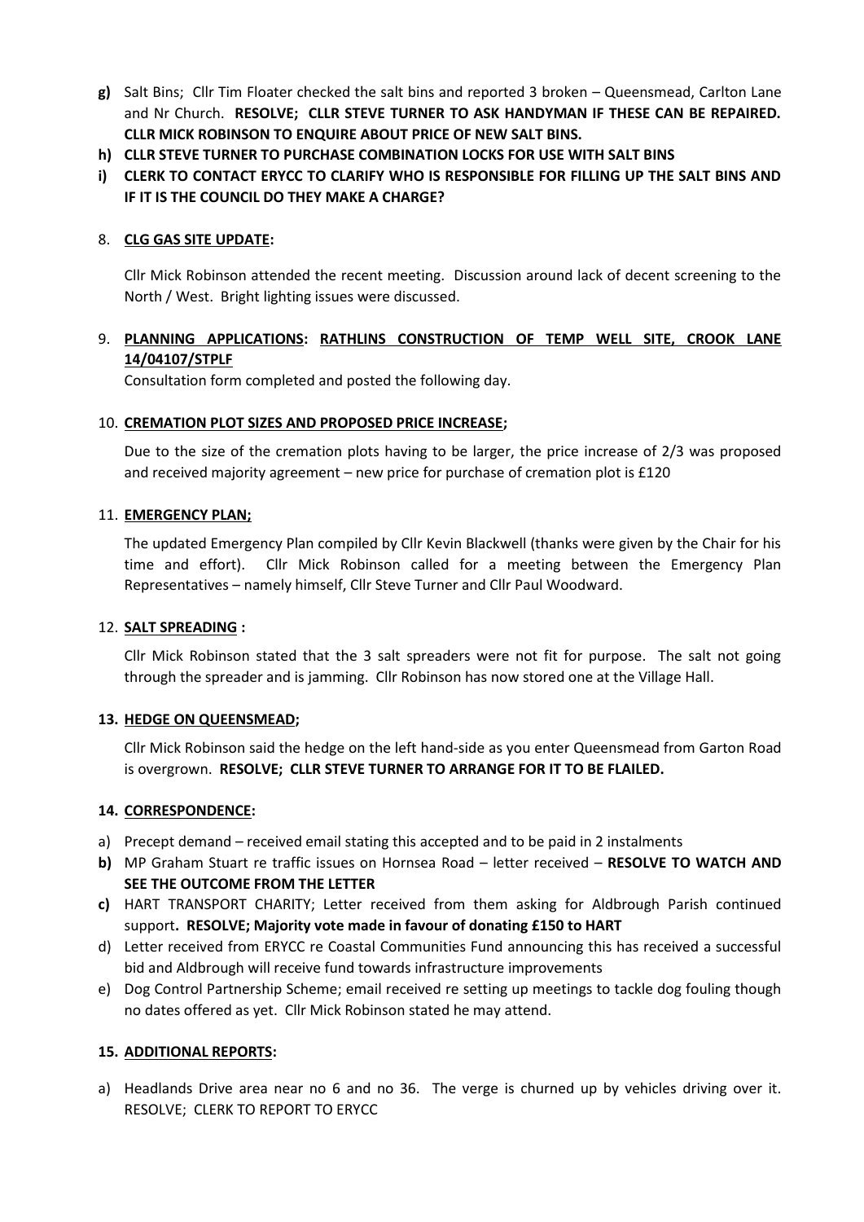**g)** Salt Bins; Cllr Tim Floater checked the salt bins and reported 3 broken – Queensmead, Carlton Lane and Nr Church. **RESOLVE; CLLR STEVE TURNER TO ASK HANDYMAN IF THESE CAN BE REPAIRED. CLLR MICK ROBINSON TO ENQUIRE ABOUT PRICE OF NEW SALT BINS.**

**h) CLLR STEVE TURNER TO PURCHASE COMBINATION LOCKS FOR USE WITH SALT BINS**

**i) CLERK TO CONTACT ERYCC TO CLARIFY WHO IS RESPONSIBLE FOR FILLING UP THE SALT BINS AND IF IT IS THE COUNCIL DO THEY MAKE A CHARGE?**

8. **CLG GAS SITE UPDATE:**

   Cllr Mick Robinson attended the recent meeting. Discussion around lack of decent screening to the North / West. Bright lighting issues were discussed.

9. **PLANNING APPLICATIONS: RATHLINS CONSTRUCTION OF TEMP WELL SITE, CROOK LANE 14/04107/STPLF**

   Consultation form completed and posted the following day.

10. **CREMATION PLOT SIZES AND PROPOSED PRICE INCREASE;**

    Due to the size of the cremation plots having to be larger, the price increase of 2/3 was proposed and received majority agreement – new price for purchase of cremation plot is £120

11. **EMERGENCY PLAN;**

    The updated Emergency Plan compiled by Cllr Kevin Blackwell (thanks were given by the Chair for his time and effort). Cllr Mick Robinson called for a meeting between the Emergency Plan Representatives – namely himself, Cllr Steve Turner and Cllr Paul Woodward.

12. **SALT SPREADING :**

    Cllr Mick Robinson stated that the 3 salt spreaders were not fit for purpose. The salt not going through the spreader and is jamming. Cllr Robinson has now stored one at the Village Hall.

13. **HEDGE ON QUEENSMEAD;**

    Cllr Mick Robinson said the hedge on the left hand-side as you enter Queensmead from Garton Road is overgrown. **RESOLVE; CLLR STEVE TURNER TO ARRANGE FOR IT TO BE FLAILED.**

14. **CORRESPONDENCE:**

a) Precept demand – received email stating this accepted and to be paid in 2 instalments

**b)** MP Graham Stuart re traffic issues on Hornsea Road – letter received – **RESOLVE TO WATCH AND SEE THE OUTCOME FROM THE LETTER**

**c)** HART TRANSPORT CHARITY; Letter received from them asking for Aldbrough Parish continued support**. RESOLVE; Majority vote made in favour of donating £150 to HART**

d) Letter received from ERYCC re Coastal Communities Fund announcing this has received a successful bid and Aldbrough will receive fund towards infrastructure improvements

e) Dog Control Partnership Scheme; email received re setting up meetings to tackle dog fouling though no dates offered as yet. Cllr Mick Robinson stated he may attend.

15. **ADDITIONAL REPORTS:**

a) Headlands Drive area near no 6 and no 36. The verge is churned up by vehicles driving over it. RESOLVE; CLERK TO REPORT TO ERYCC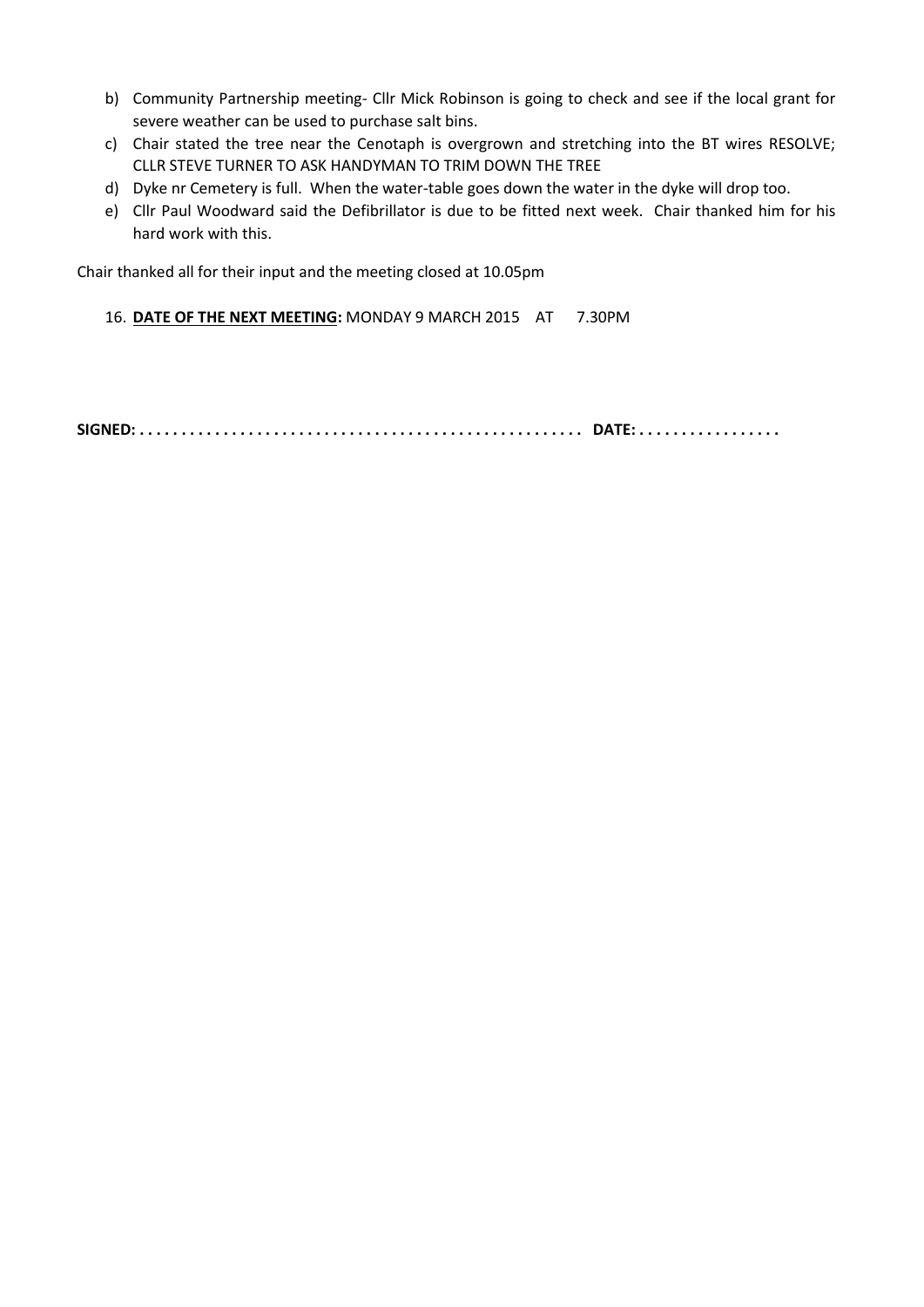b) Community Partnership meeting- Cllr Mick Robinson is going to check and see if the local grant for severe weather can be used to purchase salt bins.

c) Chair stated the tree near the Cenotaph is overgrown and stretching into the BT wires RESOLVE; CLLR STEVE TURNER TO ASK HANDYMAN TO TRIM DOWN THE TREE

d) Dyke nr Cemetery is full. When the water-table goes down the water in the dyke will drop too.

e) Cllr Paul Woodward said the Defibrillator is due to be fitted next week. Chair thanked him for his hard work with this.

Chair thanked all for their input and the meeting closed at 10.05pm

16. **<u>DATE OF THE NEXT MEETING</u>:** MONDAY 9 MARCH 2015 AT 7.30PM

**SIGNED: . . . . . . . . . . . . . . . . . . . . . . . . . . . . . . . . . . . . . . . . . . . . . . . . . . . DATE: . . . . . . . . . . . . . . . . .**